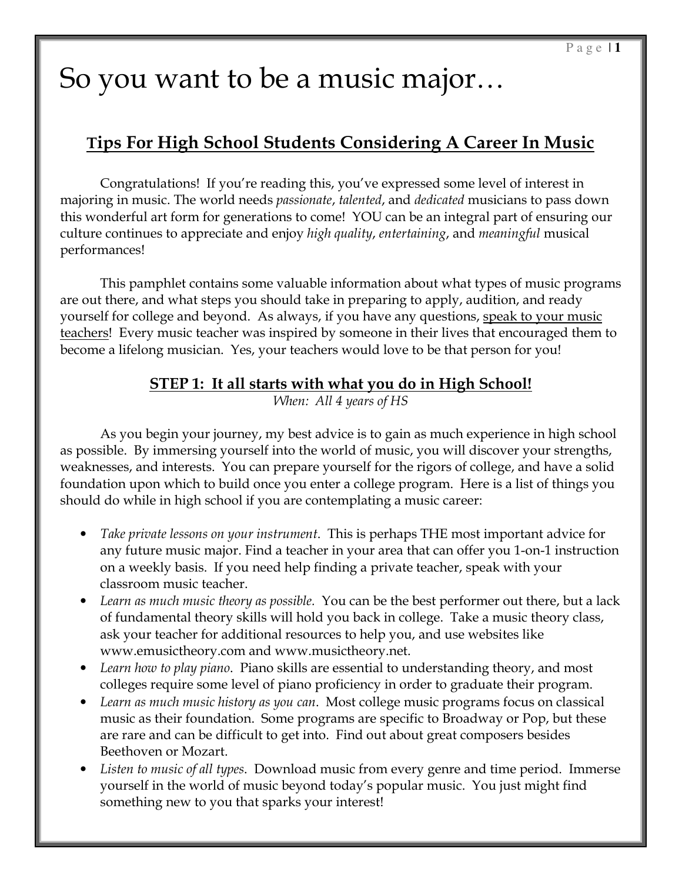# So you want to be a music major…

## Tips For High School Students Considering A Career In Music

Congratulations! If you're reading this, you've expressed some level of interest in majoring in music. The world needs *passionate*, *talented*, and *dedicated* musicians to pass down this wonderful art form for generations to come! YOU can be an integral part of ensuring our culture continues to appreciate and enjoy *high quality*, *entertaining*, and *meaningful* musical performances!

This pamphlet contains some valuable information about what types of music programs are out there, and what steps you should take in preparing to apply, audition, and ready yourself for college and beyond. As always, if you have any questions, <u>speak to your music teachers</u>! Every music teacher was inspired by someone in their lives that encouraged them to become a lifelong musician. Yes, your teachers would love to be that person for you!

### STEP 1: It all starts with what you do in High School!

*When: All 4 years of HS*

As you begin your journey, my best advice is to gain as much experience in high school as possible. By immersing yourself into the world of music, you will discover your strengths, weaknesses, and interests. You can prepare yourself for the rigors of college, and have a solid foundation upon which to build once you enter a college program. Here is a list of things you should do while in high school if you are contemplating a music career:

- *Take private lessons on your instrument*. This is perhaps THE most important advice for any future music major. Find a teacher in your area that can offer you 1-on-1 instruction on a weekly basis. If you need help finding a private teacher, speak with your classroom music teacher.
- *Learn as much music theory as possible.* You can be the best performer out there, but a lack of fundamental theory skills will hold you back in college. Take a music theory class, ask your teacher for additional resources to help you, and use websites like www.emusictheory.com and www.musictheory.net.
- *Learn how to play piano*. Piano skills are essential to understanding theory, and most colleges require some level of piano proficiency in order to graduate their program.
- *Learn as much music history as you can*. Most college music programs focus on classical music as their foundation. Some programs are specific to Broadway or Pop, but these are rare and can be difficult to get into. Find out about great composers besides Beethoven or Mozart.
- *Listen to music of all types*. Download music from every genre and time period. Immerse yourself in the world of music beyond today's popular music. You just might find something new to you that sparks your interest!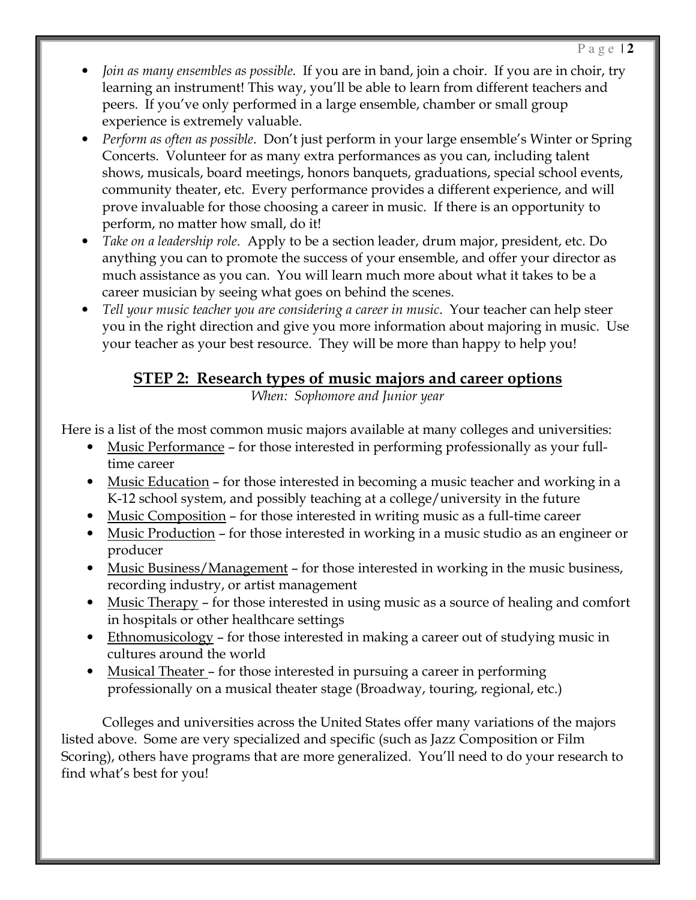- *Join as many ensembles as possible*. If you are in band, join a choir. If you are in choir, try learning an instrument! This way, you'll be able to learn from different teachers and peers. If you've only performed in a large ensemble, chamber or small group experience is extremely valuable.
- *Perform as often as possible*. Don't just perform in your large ensemble's Winter or Spring Concerts. Volunteer for as many extra performances as you can, including talent shows, musicals, board meetings, honors banquets, graduations, special school events, community theater, etc. Every performance provides a different experience, and will prove invaluable for those choosing a career in music. If there is an opportunity to perform, no matter how small, do it!
- *Take on a leadership role*. Apply to be a section leader, drum major, president, etc. Do anything you can to promote the success of your ensemble, and offer your director as much assistance as you can. You will learn much more about what it takes to be a career musician by seeing what goes on behind the scenes.
- *Tell your music teacher you are considering a career in music*. Your teacher can help steer you in the right direction and give you more information about majoring in music. Use your teacher as your best resource. They will be more than happy to help you!

## STEP 2: Research types of music majors and career options

*When: Sophomore and Junior year*

Here is a list of the most common music majors available at many colleges and universities:

- Music Performance – for those interested in performing professionally as your full-time career
- Music Education – for those interested in becoming a music teacher and working in a K-12 school system, and possibly teaching at a college/university in the future
- Music Composition – for those interested in writing music as a full-time career
- Music Production – for those interested in working in a music studio as an engineer or producer
- Music Business/Management – for those interested in working in the music business, recording industry, or artist management
- Music Therapy – for those interested in using music as a source of healing and comfort in hospitals or other healthcare settings
- Ethnomusicology – for those interested in making a career out of studying music in cultures around the world
- Musical Theater – for those interested in pursuing a career in performing professionally on a musical theater stage (Broadway, touring, regional, etc.)

Colleges and universities across the United States offer many variations of the majors listed above. Some are very specialized and specific (such as Jazz Composition or Film Scoring), others have programs that are more generalized. You'll need to do your research to find what's best for you!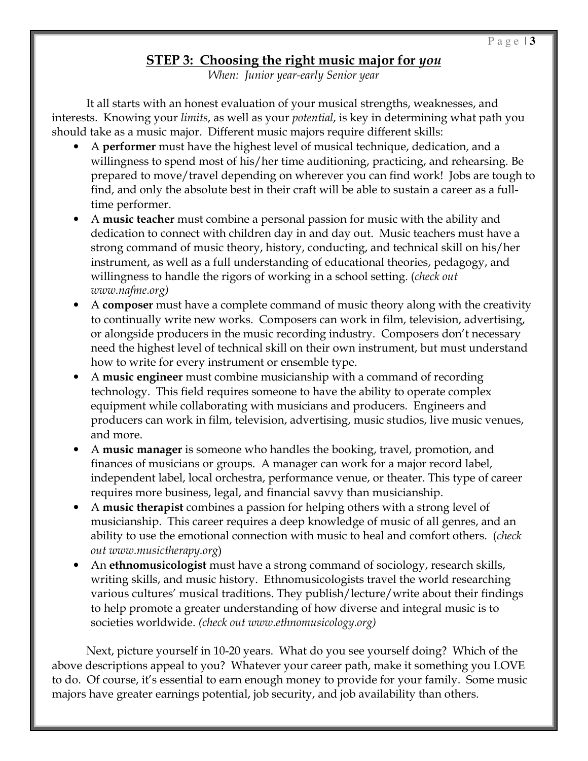## STEP 3: Choosing the right music major for *you*

*When: Junior year-early Senior year*

It all starts with an honest evaluation of your musical strengths, weaknesses, and interests. Knowing your *limits*, as well as your *potential*, is key in determining what path you should take as a music major. Different music majors require different skills:

- A **performer** must have the highest level of musical technique, dedication, and a willingness to spend most of his/her time auditioning, practicing, and rehearsing. Be prepared to move/travel depending on wherever you can find work! Jobs are tough to find, and only the absolute best in their craft will be able to sustain a career as a full-time performer.
- A **music teacher** must combine a personal passion for music with the ability and dedication to connect with children day in and day out. Music teachers must have a strong command of music theory, history, conducting, and technical skill on his/her instrument, as well as a full understanding of educational theories, pedagogy, and willingness to handle the rigors of working in a school setting. (*check out www.nafme.org)*
- A **composer** must have a complete command of music theory along with the creativity to continually write new works. Composers can work in film, television, advertising, or alongside producers in the music recording industry. Composers don't necessary need the highest level of technical skill on their own instrument, but must understand how to write for every instrument or ensemble type.
- A **music engineer** must combine musicianship with a command of recording technology. This field requires someone to have the ability to operate complex equipment while collaborating with musicians and producers. Engineers and producers can work in film, television, advertising, music studios, live music venues, and more.
- A **music manager** is someone who handles the booking, travel, promotion, and finances of musicians or groups. A manager can work for a major record label, independent label, local orchestra, performance venue, or theater. This type of career requires more business, legal, and financial savvy than musicianship.
- A **music therapist** combines a passion for helping others with a strong level of musicianship. This career requires a deep knowledge of music of all genres, and an ability to use the emotional connection with music to heal and comfort others. (*check out www.musictherapy.org*)
- An **ethnomusicologist** must have a strong command of sociology, research skills, writing skills, and music history. Ethnomusicologists travel the world researching various cultures' musical traditions. They publish/lecture/write about their findings to help promote a greater understanding of how diverse and integral music is to societies worldwide. *(check out www.ethnomusicology.org)*

Next, picture yourself in 10-20 years. What do you see yourself doing? Which of the above descriptions appeal to you? Whatever your career path, make it something you LOVE to do. Of course, it's essential to earn enough money to provide for your family. Some music majors have greater earnings potential, job security, and job availability than others.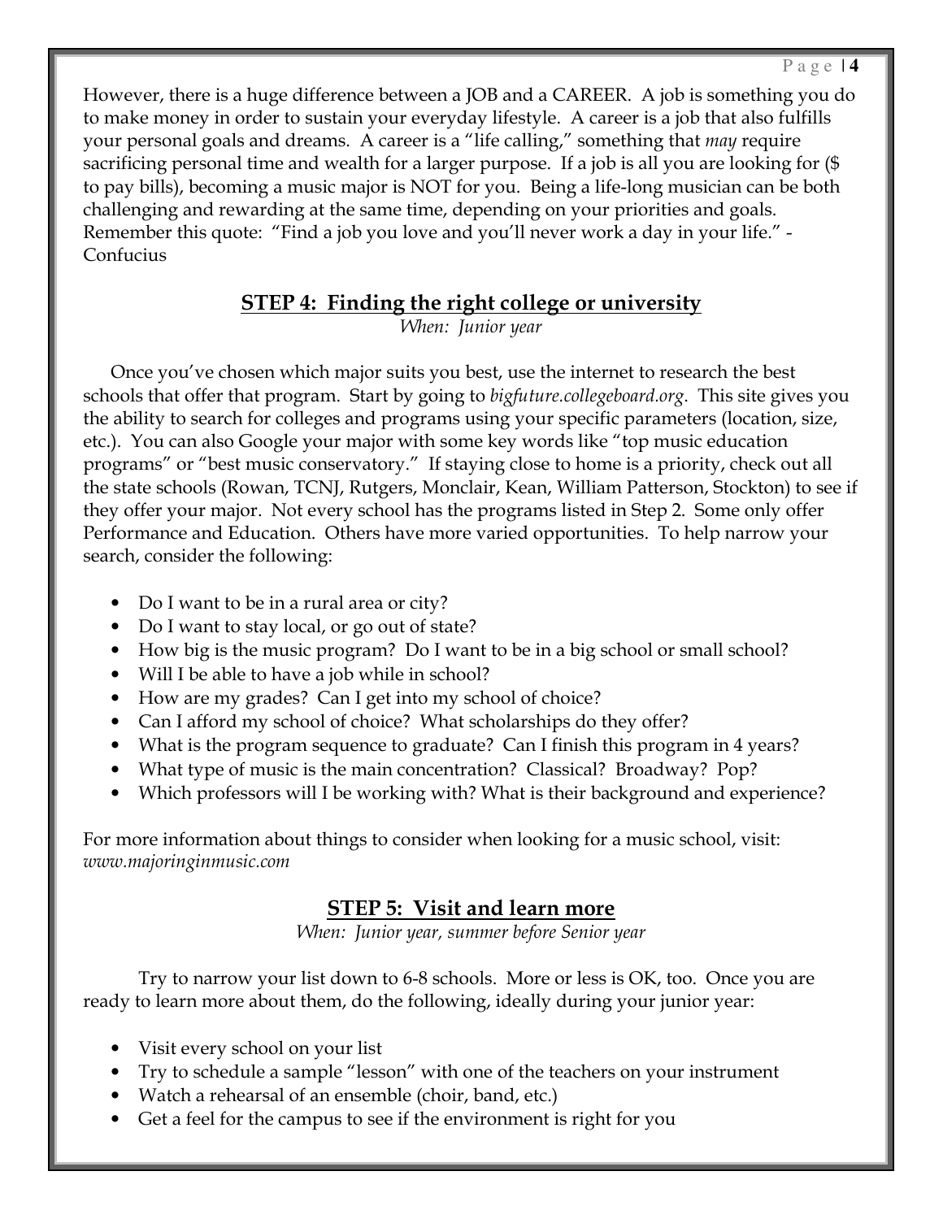However, there is a huge difference between a JOB and a CAREER. A job is something you do to make money in order to sustain your everyday lifestyle. A career is a job that also fulfills your personal goals and dreams. A career is a "life calling," something that *may* require sacrificing personal time and wealth for a larger purpose. If a job is all you are looking for ($ to pay bills), becoming a music major is NOT for you. Being a life-long musician can be both challenging and rewarding at the same time, depending on your priorities and goals. Remember this quote: "Find a job you love and you'll never work a day in your life." -Confucius

## STEP 4: Finding the right college or university

*When: Junior year*

Once you've chosen which major suits you best, use the internet to research the best schools that offer that program. Start by going to *bigfuture.collegeboard.org*. This site gives you the ability to search for colleges and programs using your specific parameters (location, size, etc.). You can also Google your major with some key words like "top music education programs" or "best music conservatory." If staying close to home is a priority, check out all the state schools (Rowan, TCNJ, Rutgers, Monclair, Kean, William Patterson, Stockton) to see if they offer your major. Not every school has the programs listed in Step 2. Some only offer Performance and Education. Others have more varied opportunities. To help narrow your search, consider the following:

- Do I want to be in a rural area or city?
- Do I want to stay local, or go out of state?
- How big is the music program? Do I want to be in a big school or small school?
- Will I be able to have a job while in school?
- How are my grades? Can I get into my school of choice?
- Can I afford my school of choice? What scholarships do they offer?
- What is the program sequence to graduate? Can I finish this program in 4 years?
- What type of music is the main concentration? Classical? Broadway? Pop?
- Which professors will I be working with? What is their background and experience?

For more information about things to consider when looking for a music school, visit: *www.majoringinmusic.com*

## STEP 5: Visit and learn more

*When: Junior year, summer before Senior year*

Try to narrow your list down to 6-8 schools. More or less is OK, too. Once you are ready to learn more about them, do the following, ideally during your junior year:

- Visit every school on your list
- Try to schedule a sample "lesson" with one of the teachers on your instrument
- Watch a rehearsal of an ensemble (choir, band, etc.)
- Get a feel for the campus to see if the environment is right for you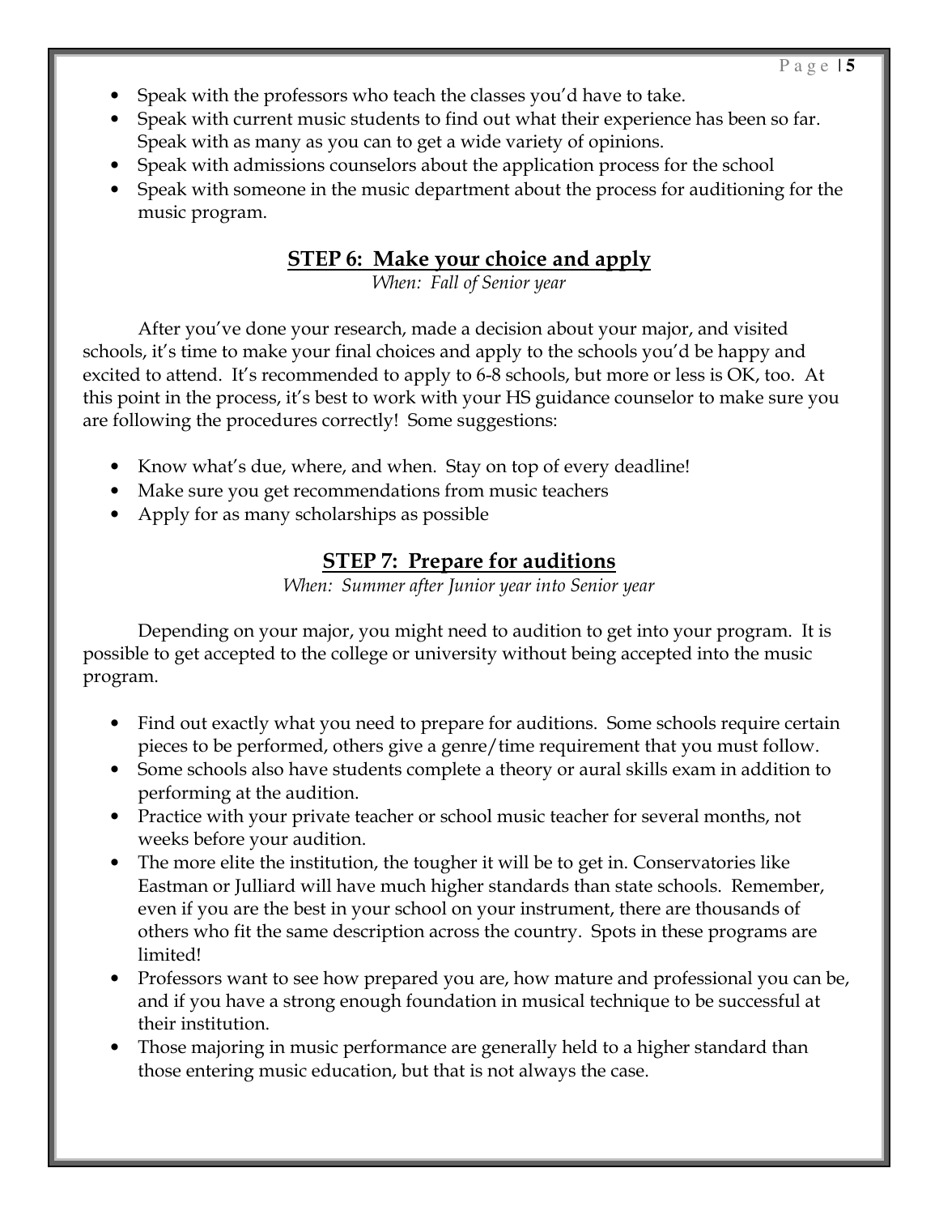- Speak with the professors who teach the classes you'd have to take.
- Speak with current music students to find out what their experience has been so far. Speak with as many as you can to get a wide variety of opinions.
- Speak with admissions counselors about the application process for the school
- Speak with someone in the music department about the process for auditioning for the music program.

## STEP 6: Make your choice and apply

*When: Fall of Senior year*

After you've done your research, made a decision about your major, and visited schools, it's time to make your final choices and apply to the schools you'd be happy and excited to attend. It's recommended to apply to 6-8 schools, but more or less is OK, too. At this point in the process, it's best to work with your HS guidance counselor to make sure you are following the procedures correctly! Some suggestions:

- Know what's due, where, and when. Stay on top of every deadline!
- Make sure you get recommendations from music teachers
- Apply for as many scholarships as possible

## STEP 7: Prepare for auditions

*When: Summer after Junior year into Senior year*

Depending on your major, you might need to audition to get into your program. It is possible to get accepted to the college or university without being accepted into the music program.

- Find out exactly what you need to prepare for auditions. Some schools require certain pieces to be performed, others give a genre/time requirement that you must follow.
- Some schools also have students complete a theory or aural skills exam in addition to performing at the audition.
- Practice with your private teacher or school music teacher for several months, not weeks before your audition.
- The more elite the institution, the tougher it will be to get in. Conservatories like Eastman or Julliard will have much higher standards than state schools. Remember, even if you are the best in your school on your instrument, there are thousands of others who fit the same description across the country. Spots in these programs are limited!
- Professors want to see how prepared you are, how mature and professional you can be, and if you have a strong enough foundation in musical technique to be successful at their institution.
- Those majoring in music performance are generally held to a higher standard than those entering music education, but that is not always the case.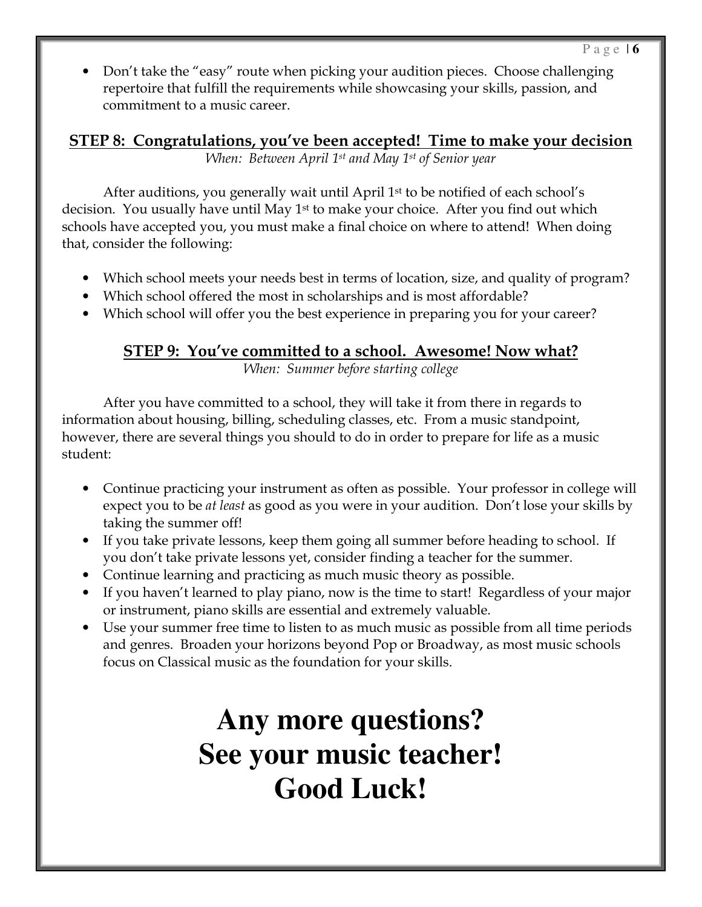- Don't take the "easy" route when picking your audition pieces. Choose challenging repertoire that fulfill the requirements while showcasing your skills, passion, and commitment to a music career.

## STEP 8: Congratulations, you've been accepted! Time to make your decision

*When: Between April 1st and May 1st of Senior year*

After auditions, you generally wait until April 1st to be notified of each school's decision. You usually have until May 1st to make your choice. After you find out which schools have accepted you, you must make a final choice on where to attend! When doing that, consider the following:

- Which school meets your needs best in terms of location, size, and quality of program?
- Which school offered the most in scholarships and is most affordable?
- Which school will offer you the best experience in preparing you for your career?

## STEP 9: You've committed to a school. Awesome! Now what?

*When: Summer before starting college*

After you have committed to a school, they will take it from there in regards to information about housing, billing, scheduling classes, etc. From a music standpoint, however, there are several things you should to do in order to prepare for life as a music student:

- Continue practicing your instrument as often as possible. Your professor in college will expect you to be *at least* as good as you were in your audition. Don't lose your skills by taking the summer off!
- If you take private lessons, keep them going all summer before heading to school. If you don't take private lessons yet, consider finding a teacher for the summer.
- Continue learning and practicing as much music theory as possible.
- If you haven't learned to play piano, now is the time to start! Regardless of your major or instrument, piano skills are essential and extremely valuable.
- Use your summer free time to listen to as much music as possible from all time periods and genres. Broaden your horizons beyond Pop or Broadway, as most music schools focus on Classical music as the foundation for your skills.

# Any more questions?
# See your music teacher!
# Good Luck!